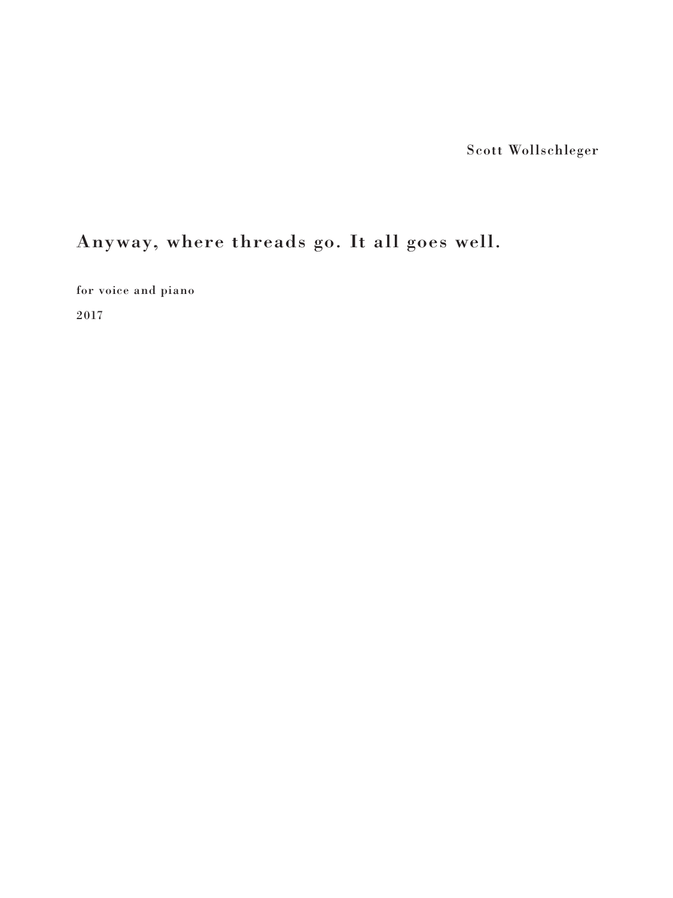Scott Wollschleger

# Anyway, where threads go. It all goes well.

**for voice and piano**

**2017**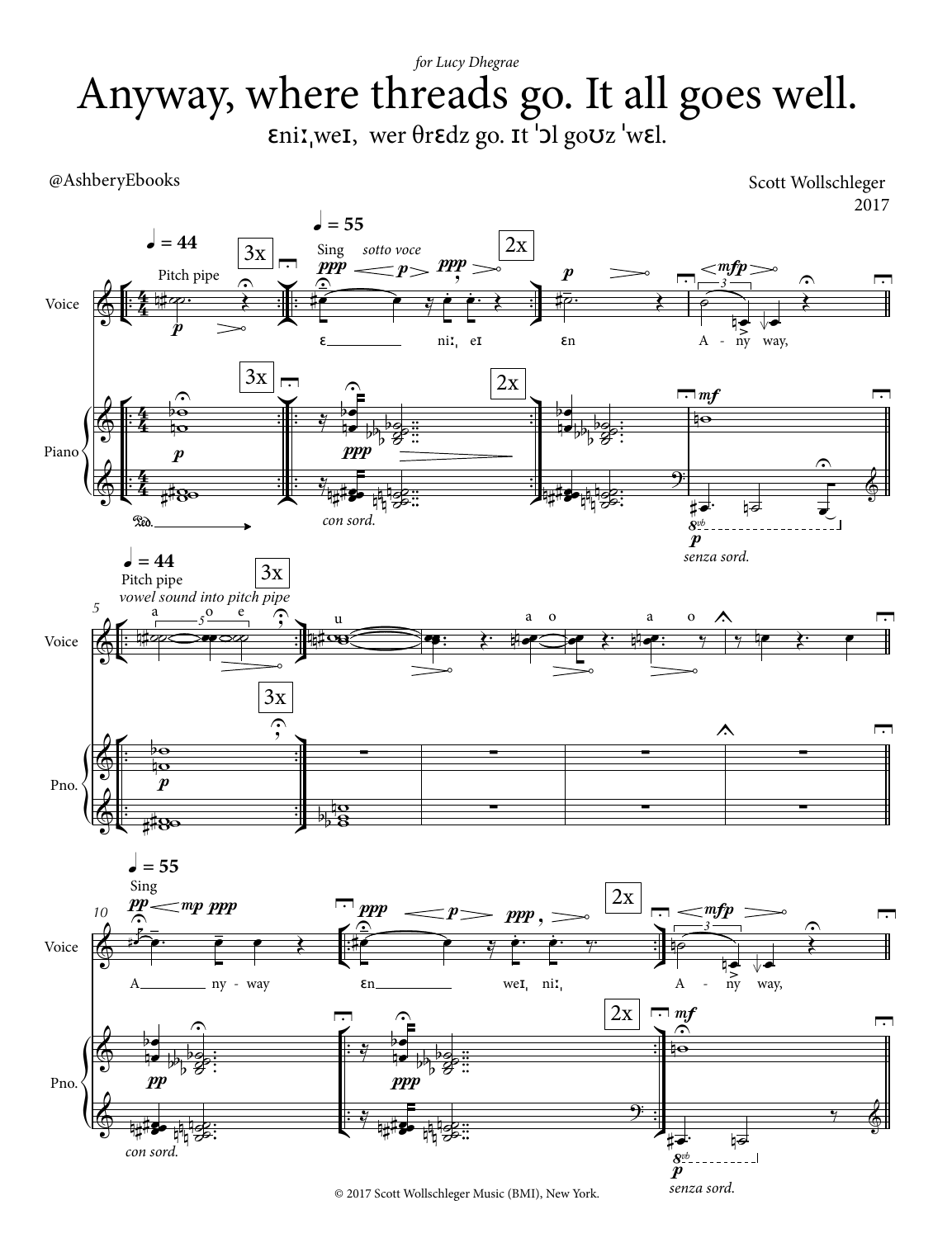*for Lucy Dhegrae*

# Anyway, where threads go. It all goes well.

ɛniːˌweɪ, wer θrɛdz go. ɪt ˈɔl goʊz ˈwɛl.

@AshberyEbooks

Scott Wollschleger
2017

© 2017 Scott Wollschleger Music (BMI), New York.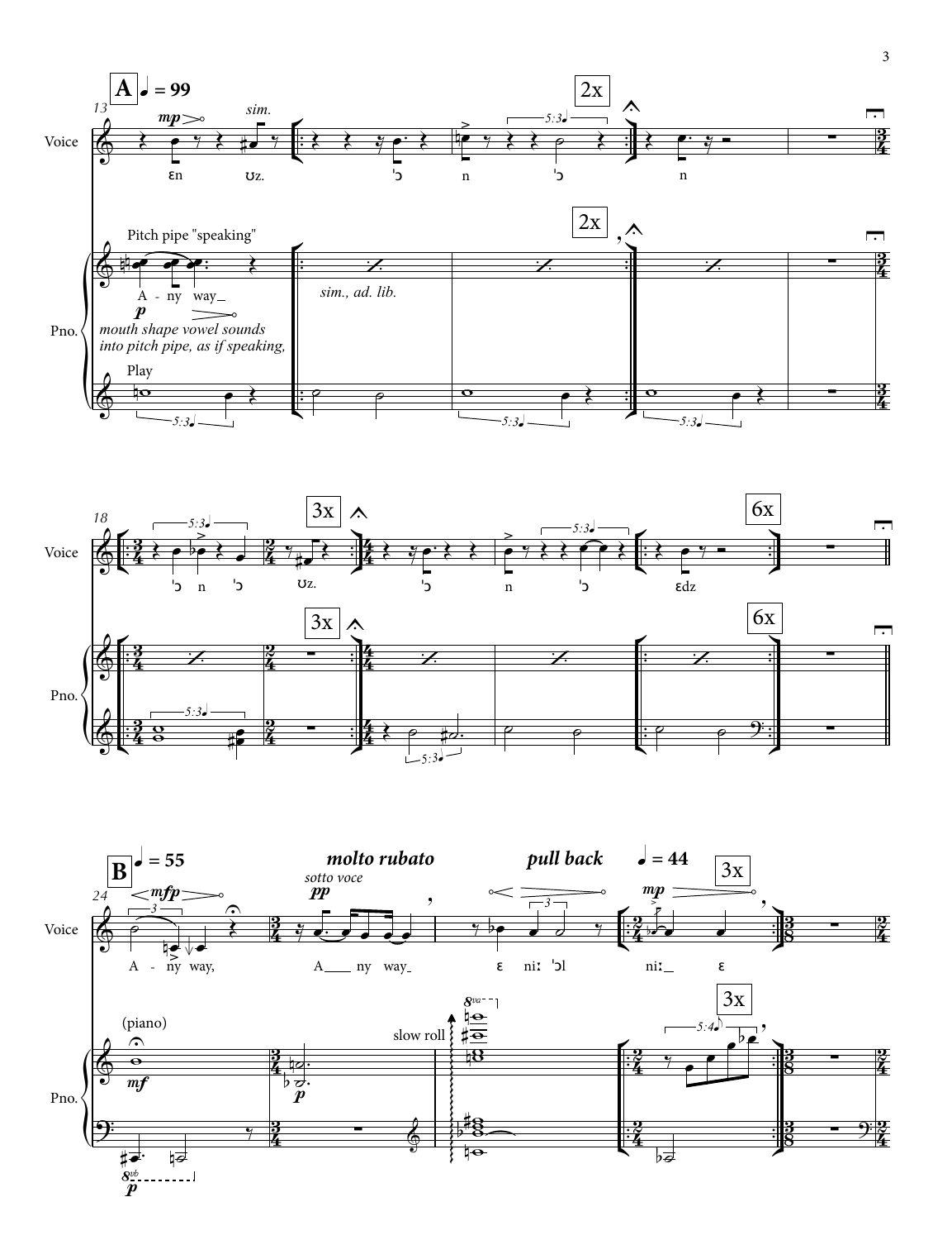**A** ♩ = 99

13

Voice: *mp* *sim.*

ɛn ʊz. ˈɔ n ˈɔ n

2x

Pitch pipe "speaking"

A - ny way

*p*

*mouth shape vowel sounds into pitch pipe, as if speaking,*

*sim., ad. lib.*

Play

5:3♩

Pno.

18

5:3♩

ˈɔ n ˈɔ ʊz. ˈɔ n ˈɔ ɛdz

3x

6x

**B** ♩ = 55

24

*mfp*

A - ny way,

*sotto voce*

*pp*

A ny way

**molto rubato**

ɛ niː ˈɔl

**pull back** ♩ = 44

*mp*

niː ɛ

3x

(piano)

*mf*

*p*

slow roll

5:4♪

*p*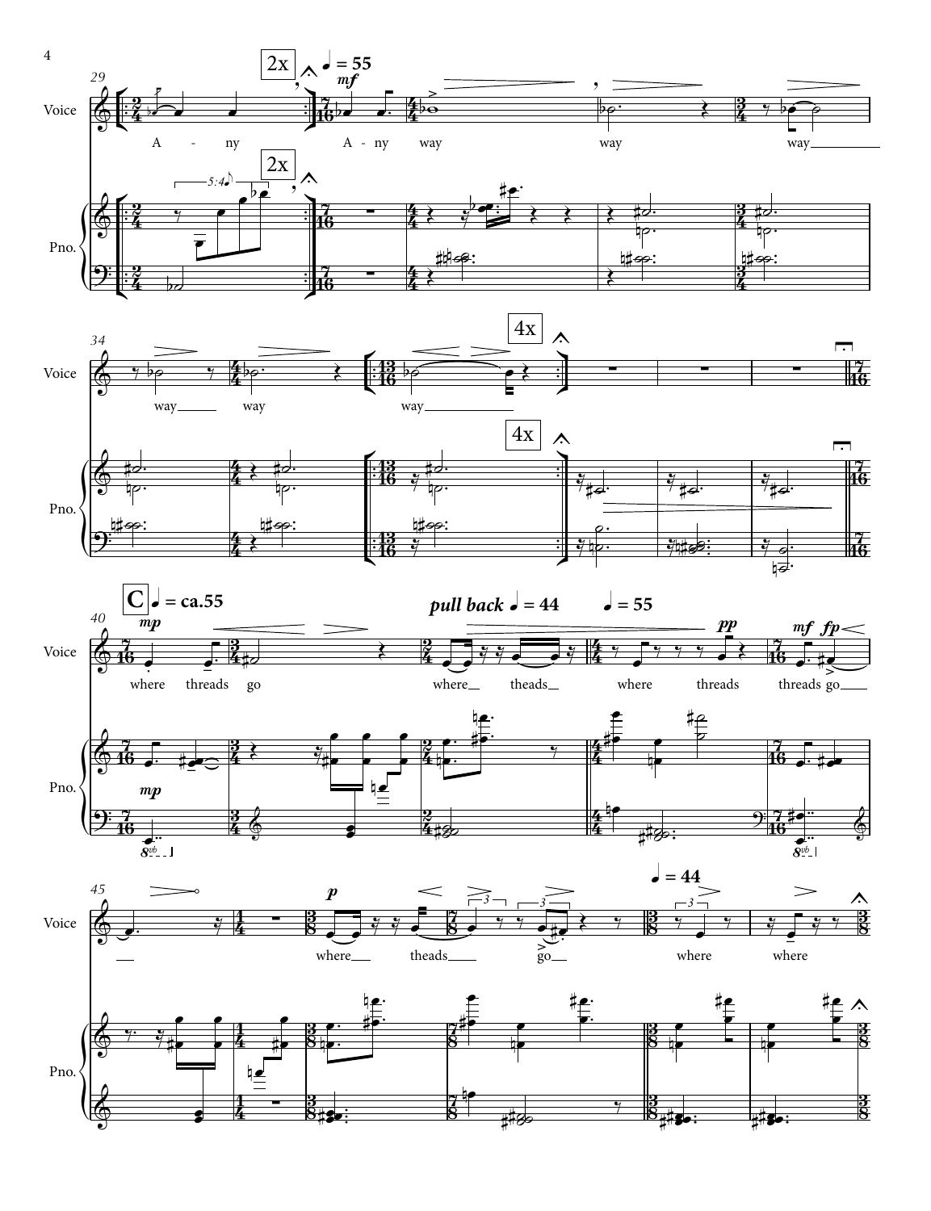29

Voice

2x

♩ = 55

*mf*

A - ny A - ny way way way

Pno.

2x

5:4♪

34

4x

way way way

4x

**C** ♩ = ca.55

40

*mp*

*pull back* ♩ = 44 ♩ = 55

*pp*

*mf* *fp*

where threads go where theads where threads threads go

*mp*

$8^{vb}$

$8^{vb}$

45

*p*

♩ = 44

where theads go where where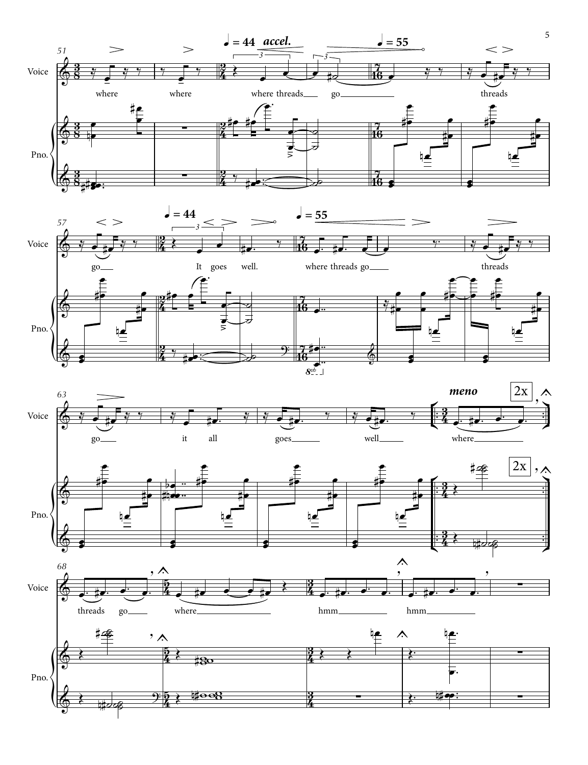51

♩ = 44 *accel.* ♩ = 55

Voice: where where where threads go threads

Pno.

57

♩ = 44 ♩ = 55

Voice: go It goes well. where threads go threads

Pno.

63

*meno* 2x

Voice: go it all goes well where

Pno. 2x

68

Voice: threads go where hmm hmm

Pno.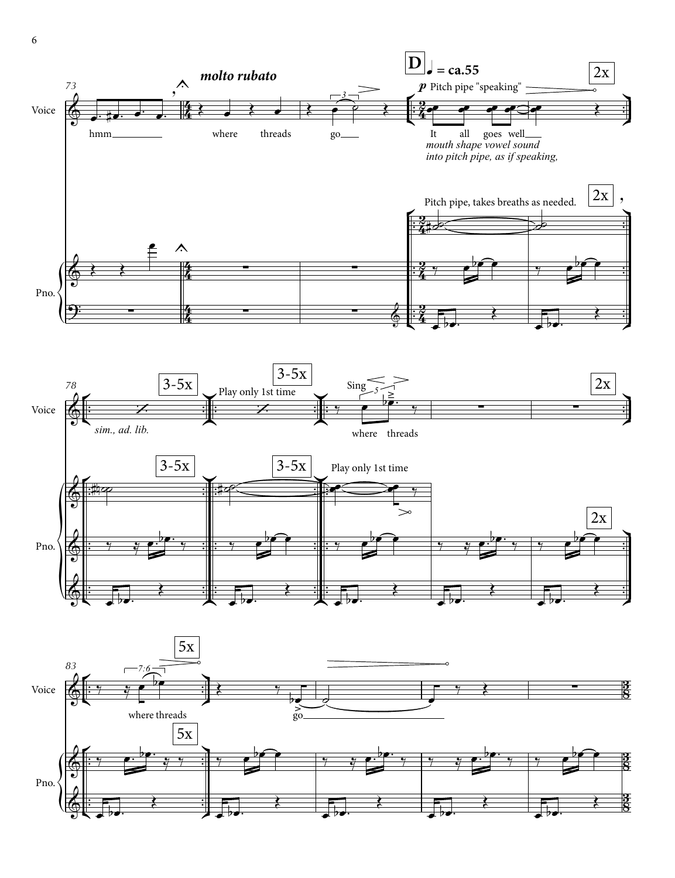**D** ♩ = ca.55

*molto rubato*

Voice

hmm where threads go

*p* Pitch pipe "speaking"

It all goes well

*mouth shape vowel sound into pitch pipe, as if speaking,*

2x

Pitch pipe, takes breaths as needed.

2x

Pno.

*sim., ad. lib.*

3-5x

Play only 1st time

3-5x

Sing

where threads

2x

3-5x

3-5x

Play only 1st time

2x

where threads

5x

go

5x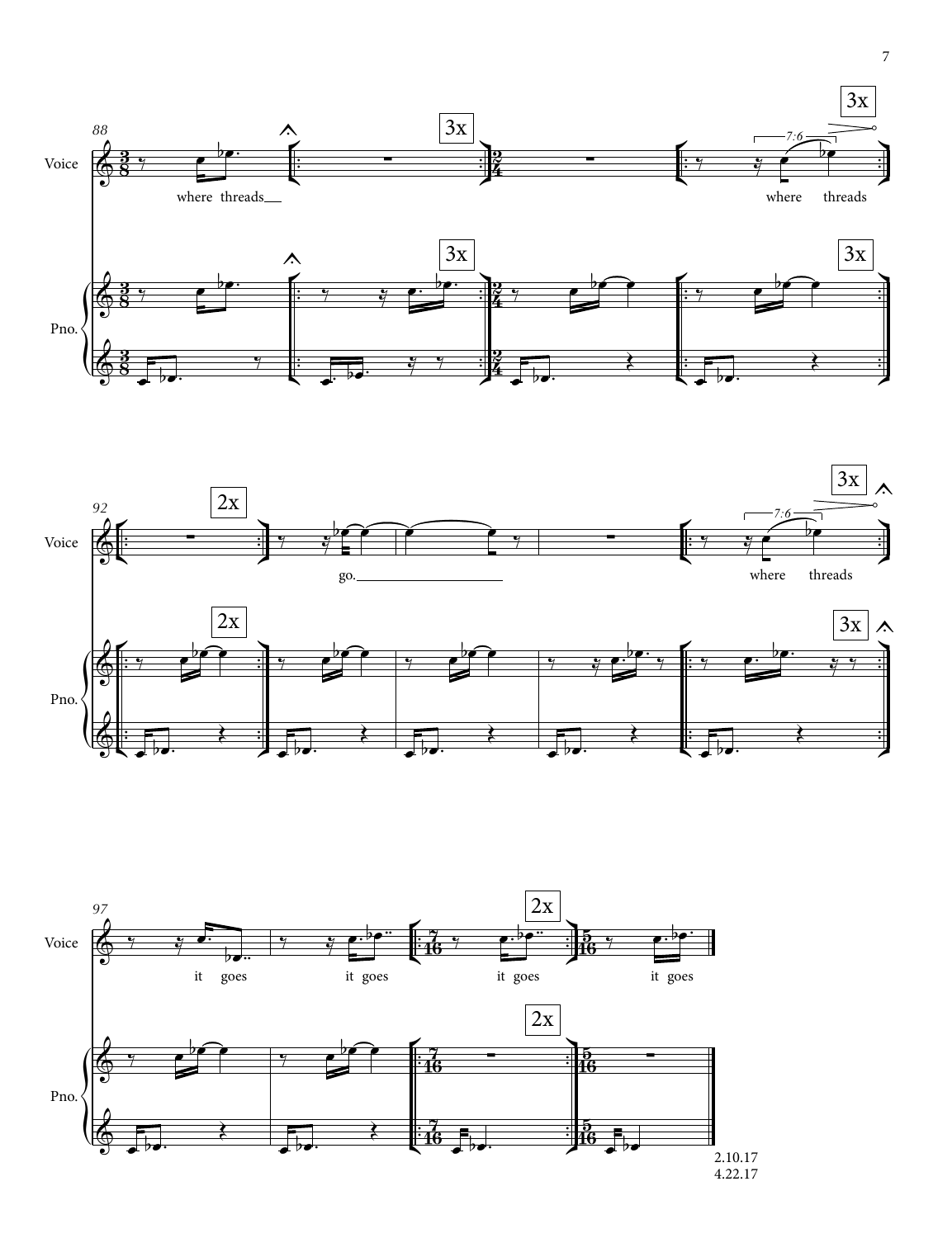2.10.17
4.22.17